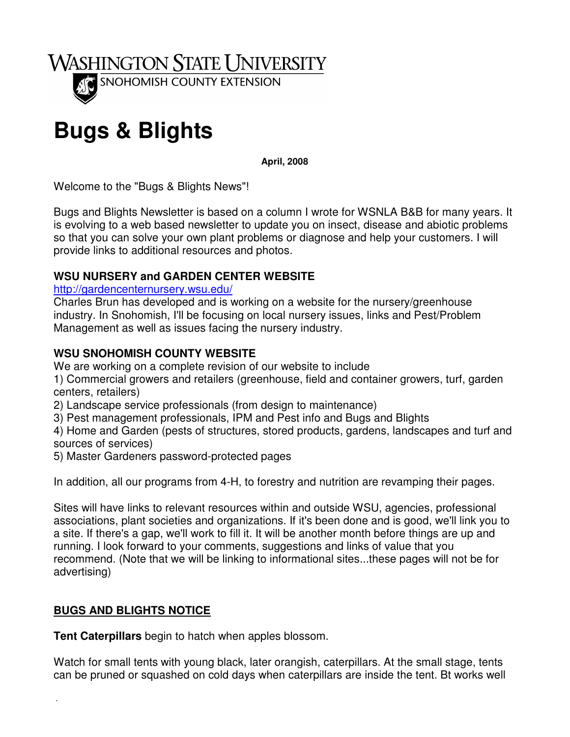WASHINGTON STATE UNIVERSITY
SNOHOMISH COUNTY EXTENSION

# Bugs & Blights

**April, 2008**

Welcome to the "Bugs & Blights News"!

Bugs and Blights Newsletter is based on a column I wrote for WSNLA B&B for many years. It is evolving to a web based newsletter to update you on insect, disease and abiotic problems so that you can solve your own plant problems or diagnose and help your customers. I will provide links to additional resources and photos.

### WSU NURSERY and GARDEN CENTER WEBSITE

[http://gardencenternursery.wsu.edu/](http://gardencenternursery.wsu.edu/)
Charles Brun has developed and is working on a website for the nursery/greenhouse industry. In Snohomish, I'll be focusing on local nursery issues, links and Pest/Problem Management as well as issues facing the nursery industry.

### WSU SNOHOMISH COUNTY WEBSITE

We are working on a complete revision of our website to include
1) Commercial growers and retailers (greenhouse, field and container growers, turf, garden centers, retailers)
2) Landscape service professionals (from design to maintenance)
3) Pest management professionals, IPM and Pest info and Bugs and Blights
4) Home and Garden (pests of structures, stored products, gardens, landscapes and turf and sources of services)
5) Master Gardeners password-protected pages

In addition, all our programs from 4-H, to forestry and nutrition are revamping their pages.

Sites will have links to relevant resources within and outside WSU, agencies, professional associations, plant societies and organizations. If it's been done and is good, we'll link you to a site. If there's a gap, we'll work to fill it. It will be another month before things are up and running. I look forward to your comments, suggestions and links of value that you recommend. (Note that we will be linking to informational sites...these pages will not be for advertising)

## BUGS AND BLIGHTS NOTICE

**Tent Caterpillars** begin to hatch when apples blossom.

Watch for small tents with young black, later orangish, caterpillars. At the small stage, tents can be pruned or squashed on cold days when caterpillars are inside the tent. Bt works well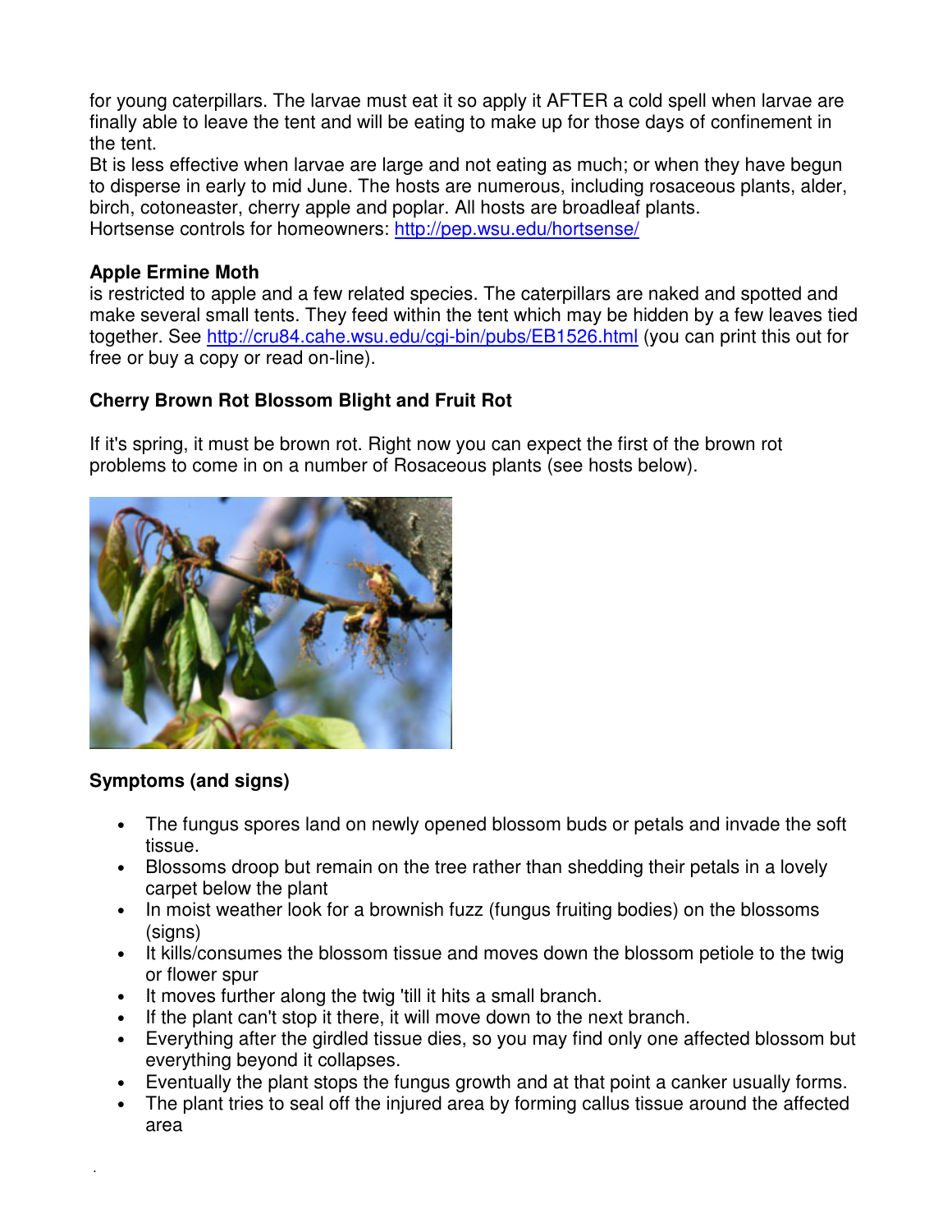for young caterpillars. The larvae must eat it so apply it AFTER a cold spell when larvae are finally able to leave the tent and will be eating to make up for those days of confinement in the tent.
Bt is less effective when larvae are large and not eating as much; or when they have begun to disperse in early to mid June. The hosts are numerous, including rosaceous plants, alder, birch, cotoneaster, cherry apple and poplar. All hosts are broadleaf plants.
Hortsense controls for homeowners: [http://pep.wsu.edu/hortsense/](http://pep.wsu.edu/hortsense/)

**Apple Ermine Moth**
is restricted to apple and a few related species. The caterpillars are naked and spotted and make several small tents. They feed within the tent which may be hidden by a few leaves tied together. See [http://cru84.cahe.wsu.edu/cgi-bin/pubs/EB1526.html](http://cru84.cahe.wsu.edu/cgi-bin/pubs/EB1526.html) (you can print this out for free or buy a copy or read on-line).

**Cherry Brown Rot Blossom Blight and Fruit Rot**

If it's spring, it must be brown rot. Right now you can expect the first of the brown rot problems to come in on a number of Rosaceous plants (see hosts below).

**Symptoms (and signs)**

- The fungus spores land on newly opened blossom buds or petals and invade the soft tissue.
- Blossoms droop but remain on the tree rather than shedding their petals in a lovely carpet below the plant
- In moist weather look for a brownish fuzz (fungus fruiting bodies) on the blossoms (signs)
- It kills/consumes the blossom tissue and moves down the blossom petiole to the twig or flower spur
- It moves further along the twig 'till it hits a small branch.
- If the plant can't stop it there, it will move down to the next branch.
- Everything after the girdled tissue dies, so you may find only one affected blossom but everything beyond it collapses.
- Eventually the plant stops the fungus growth and at that point a canker usually forms.
- The plant tries to seal off the injured area by forming callus tissue around the affected area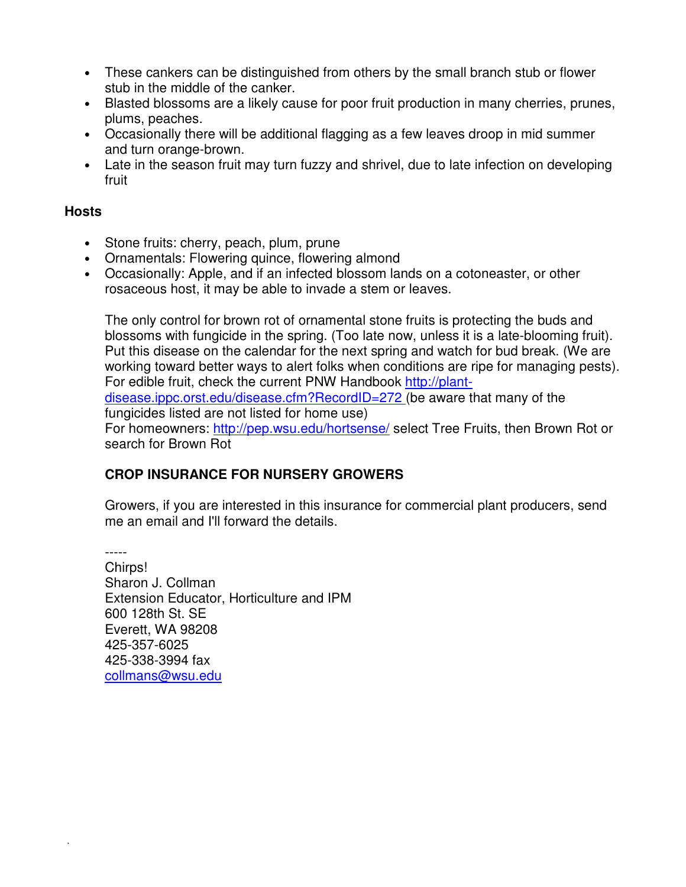- These cankers can be distinguished from others by the small branch stub or flower stub in the middle of the canker.
- Blasted blossoms are a likely cause for poor fruit production in many cherries, prunes, plums, peaches.
- Occasionally there will be additional flagging as a few leaves droop in mid summer and turn orange-brown.
- Late in the season fruit may turn fuzzy and shrivel, due to late infection on developing fruit

### Hosts

- Stone fruits: cherry, peach, plum, prune
- Ornamentals: Flowering quince, flowering almond
- Occasionally: Apple, and if an infected blossom lands on a cotoneaster, or other rosaceous host, it may be able to invade a stem or leaves.

The only control for brown rot of ornamental stone fruits is protecting the buds and blossoms with fungicide in the spring. (Too late now, unless it is a late-blooming fruit). Put this disease on the calendar for the next spring and watch for bud break. (We are working toward better ways to alert folks when conditions are ripe for managing pests). For edible fruit, check the current PNW Handbook http://plant-disease.ippc.orst.edu/disease.cfm?RecordID=272 (be aware that many of the fungicides listed are not listed for home use)
For homeowners: http://pep.wsu.edu/hortsense/ select Tree Fruits, then Brown Rot or search for Brown Rot

**CROP INSURANCE FOR NURSERY GROWERS**

Growers, if you are interested in this insurance for commercial plant producers, send me an email and I'll forward the details.

-----
Chirps!
Sharon J. Collman
Extension Educator, Horticulture and IPM
600 128th St. SE
Everett, WA 98208
425-357-6025
425-338-3994 fax
collmans@wsu.edu